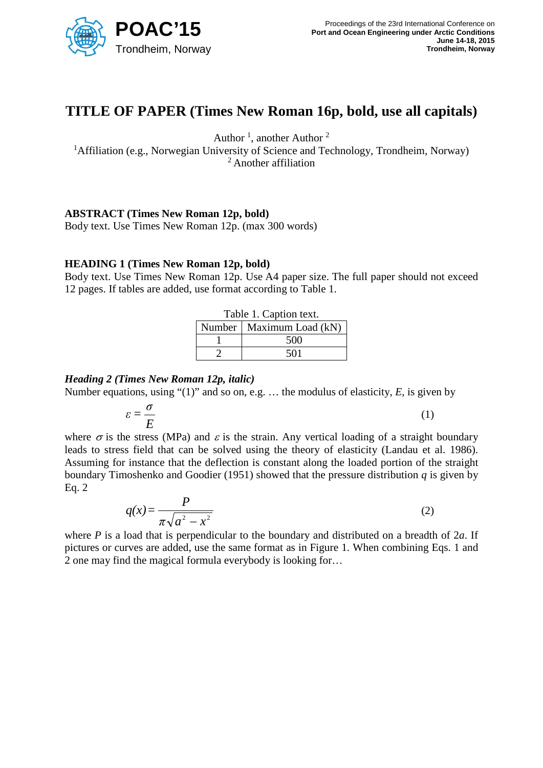# TITLE OF PAPER (Times New Roman 16p, bold, use all capitals)

Author [1], another Author [2]

[1]Affiliation (e.g., Norwegian University of Science and Technology, Trondheim, Norway)

[2] Another affiliation

## ABSTRACT (Times New Roman 12p, bold)

Body text. Use Times New Roman 12p. (max 300 words)

## HEADING 1 (Times New Roman 12p, bold)

Body text. Use Times New Roman 12p. Use A4 paper size. The full paper should not exceed 12 pages. If tables are added, use format according to Table 1.

Table 1. Caption text.

| Number | Maximum Load (kN) |
|---|---|
| 1 | 500 |
| 2 | 501 |

### *Heading 2 (Times New Roman 12p, italic)*

Number equations, using "(1)" and so on, e.g. … the modulus of elasticity, $E$, is given by

$$\varepsilon = \frac{\sigma}{E} \tag{1}$$

where $\sigma$ is the stress (MPa) and $\varepsilon$ is the strain. Any vertical loading of a straight boundary leads to stress field that can be solved using the theory of elasticity (Landau et al. 1986). Assuming for instance that the deflection is constant along the loaded portion of the straight boundary Timoshenko and Goodier (1951) showed that the pressure distribution $q$ is given by Eq. 2

$$q(x) = \frac{P}{\pi\sqrt{a^2 - x^2}} \tag{2}$$

where $P$ is a load that is perpendicular to the boundary and distributed on a breadth of $2a$. If pictures or curves are added, use the same format as in Figure 1. When combining Eqs. 1 and 2 one may find the magical formula everybody is looking for…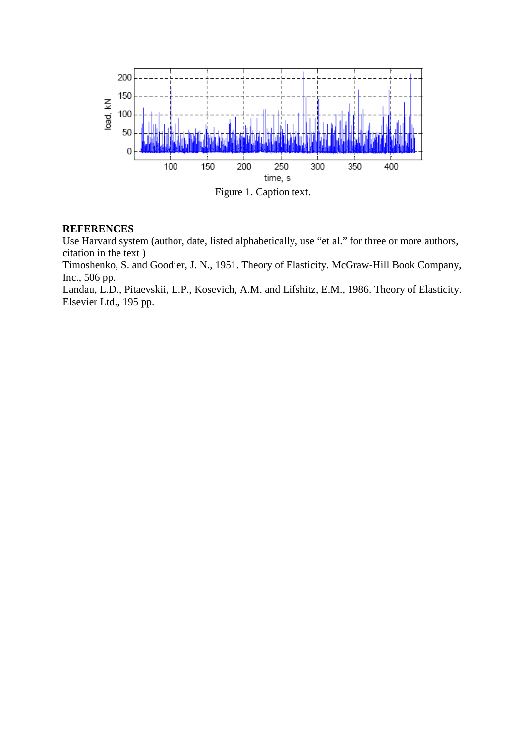200
150
100
50
0
load, kN
100 150 200 250 300 350 400
time, s

Figure 1. Caption text.

**REFERENCES**

Use Harvard system (author, date, listed alphabetically, use “et al.” for three or more authors, citation in the text )

Timoshenko, S. and Goodier, J. N., 1951. Theory of Elasticity. McGraw-Hill Book Company, Inc., 506 pp.

Landau, L.D., Pitaevskii, L.P., Kosevich, A.M. and Lifshitz, E.M., 1986. Theory of Elasticity. Elsevier Ltd., 195 pp.